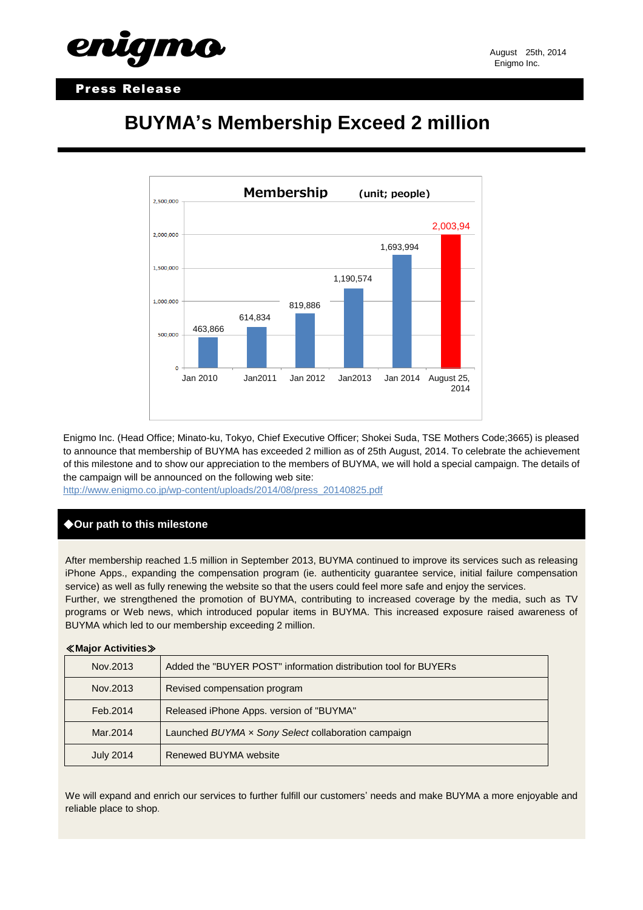enigmo

August 25th, 2014
Enigmo Inc.

**Press Release**

# BUYMA's Membership Exceed 2 million

**Membership** (unit; people)

| Jan 2010 | Jan2011 | Jan 2012 | Jan2013 | Jan 2014 | August 25, 2014 |
|---|---|---|---|---|---|
| 463,866 | 614,834 | 819,886 | 1,190,574 | 1,693,994 | 2,003,94 |

Enigmo Inc. (Head Office; Minato-ku, Tokyo, Chief Executive Officer; Shokei Suda, TSE Mothers Code;3665) is pleased to announce that membership of BUYMA has exceeded 2 million as of 25th August, 2014. To celebrate the achievement of this milestone and to show our appreciation to the members of BUYMA, we will hold a special campaign. The details of the campaign will be announced on the following web site:
http://www.enigmo.co.jp/wp-content/uploads/2014/08/press_20140825.pdf

## ◆Our path to this milestone

After membership reached 1.5 million in September 2013, BUYMA continued to improve its services such as releasing iPhone Apps., expanding the compensation program (ie. authenticity guarantee service, initial failure compensation service) as well as fully renewing the website so that the users could feel more safe and enjoy the services.
Further, we strengthened the promotion of BUYMA, contributing to increased coverage by the media, such as TV programs or Web news, which introduced popular items in BUYMA. This increased exposure raised awareness of BUYMA which led to our membership exceeding 2 million.

**≪Major Activities≫**

| | |
|---|---|
| Nov.2013 | Added the "BUYER POST" information distribution tool for BUYERs |
| Nov.2013 | Revised compensation program |
| Feb.2014 | Released iPhone Apps. version of "BUYMA" |
| Mar.2014 | Launched *BUYMA × Sony Select* collaboration campaign |
| July 2014 | Renewed BUYMA website |

We will expand and enrich our services to further fulfill our customers' needs and make BUYMA a more enjoyable and reliable place to shop.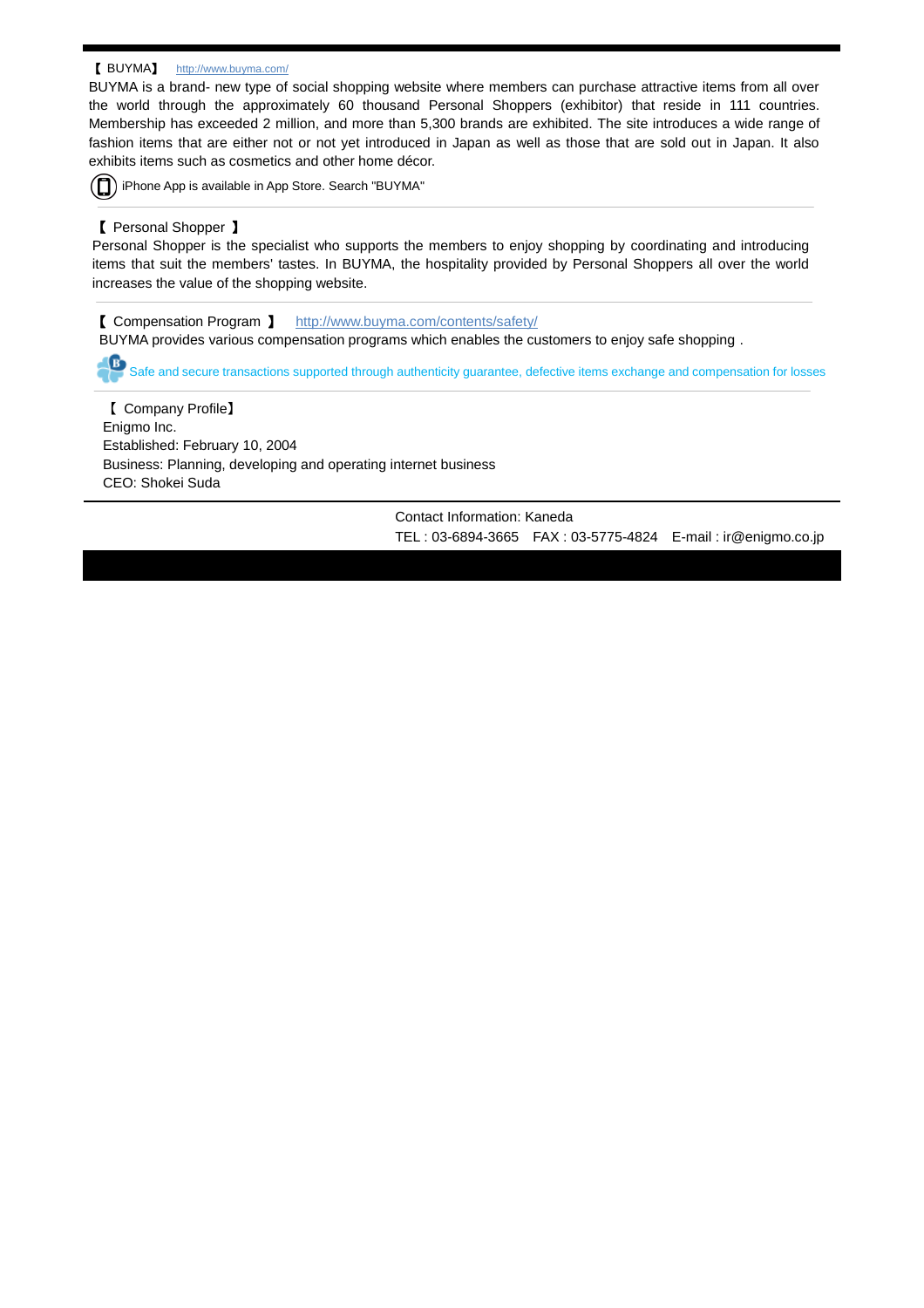【 BUYMA】 http://www.buyma.com/

BUYMA is a brand- new type of social shopping website where members can purchase attractive items from all over the world through the approximately 60 thousand Personal Shoppers (exhibitor) that reside in 111 countries. Membership has exceeded 2 million, and more than 5,300 brands are exhibited. The site introduces a wide range of fashion items that are either not or not yet introduced in Japan as well as those that are sold out in Japan. It also exhibits items such as cosmetics and other home décor.

iPhone App is available in App Store. Search "BUYMA"

【 Personal Shopper 】

Personal Shopper is the specialist who supports the members to enjoy shopping by coordinating and introducing items that suit the members' tastes. In BUYMA, the hospitality provided by Personal Shoppers all over the world increases the value of the shopping website.

【 Compensation Program 】 http://www.buyma.com/contents/safety/

BUYMA provides various compensation programs which enables the customers to enjoy safe shopping .

Safe and secure transactions supported through authenticity guarantee, defective items exchange and compensation for losses

【 Company Profile】

Enigmo Inc.
Established: February 10, 2004
Business: Planning, developing and operating internet business
CEO: Shokei Suda

Contact Information: Kaneda
TEL : 03-6894-3665 FAX : 03-5775-4824 E-mail : ir@enigmo.co.jp